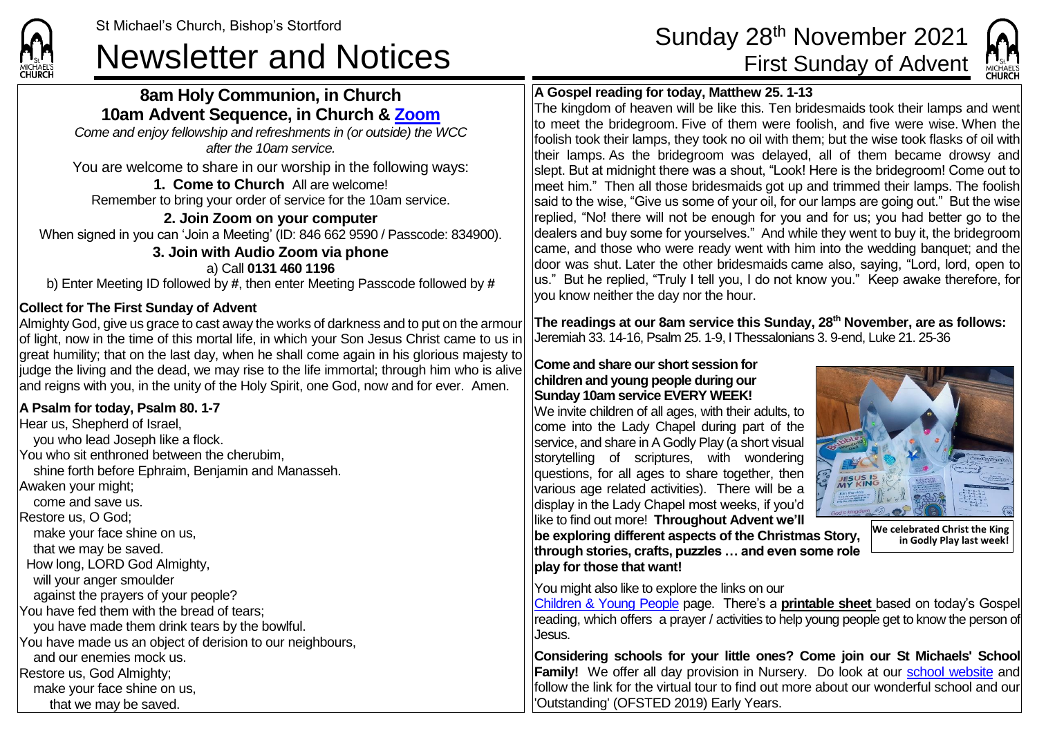St Michael's Church, Bishop's Stortford

# Newsletter and Notices

## Sunday 28th November 2021
## First Sunday of Advent

### 8am Holy Communion, in Church
### 10am Advent Sequence, in Church & Zoom

*Come and enjoy fellowship and refreshments in (or outside) the WCC after the 10am service.*

You are welcome to share in our worship in the following ways:

**1. Come to Church** All are welcome!
Remember to bring your order of service for the 10am service.

**2. Join Zoom on your computer**
When signed in you can 'Join a Meeting' (ID: 846 662 9590 / Passcode: 834900).

**3. Join with Audio Zoom via phone**
a) Call **0131 460 1196**
b) Enter Meeting ID followed by **#**, then enter Meeting Passcode followed by **#**

**Collect for The First Sunday of Advent**

Almighty God, give us grace to cast away the works of darkness and to put on the armour of light, now in the time of this mortal life, in which your Son Jesus Christ came to us in great humility; that on the last day, when he shall come again in his glorious majesty to judge the living and the dead, we may rise to the life immortal; through him who is alive and reigns with you, in the unity of the Holy Spirit, one God, now and for ever. Amen.

**A Psalm for today, Psalm 80. 1-7**

Hear us, Shepherd of Israel,
you who lead Joseph like a flock.
You who sit enthroned between the cherubim,
shine forth before Ephraim, Benjamin and Manasseh.
Awaken your might;
come and save us.
Restore us, O God;
make your face shine on us,
that we may be saved.
How long, LORD God Almighty,
will your anger smoulder
against the prayers of your people?
You have fed them with the bread of tears;
you have made them drink tears by the bowlful.
You have made us an object of derision to our neighbours,
and our enemies mock us.
Restore us, God Almighty;
make your face shine on us,
that we may be saved.

**A Gospel reading for today, Matthew 25. 1-13**

The kingdom of heaven will be like this. Ten bridesmaids took their lamps and went to meet the bridegroom. Five of them were foolish, and five were wise. When the foolish took their lamps, they took no oil with them; but the wise took flasks of oil with their lamps. As the bridegroom was delayed, all of them became drowsy and slept. But at midnight there was a shout, "Look! Here is the bridegroom! Come out to meet him." Then all those bridesmaids got up and trimmed their lamps. The foolish said to the wise, "Give us some of your oil, for our lamps are going out." But the wise replied, "No! there will not be enough for you and for us; you had better go to the dealers and buy some for yourselves." And while they went to buy it, the bridegroom came, and those who were ready went with him into the wedding banquet; and the door was shut. Later the other bridesmaids came also, saying, "Lord, lord, open to us." But he replied, "Truly I tell you, I do not know you." Keep awake therefore, for you know neither the day nor the hour.

**The readings at our 8am service this Sunday, 28th November, are as follows:**
Jeremiah 33. 14-16, Psalm 25. 1-9, I Thessalonians 3. 9-end, Luke 21. 25-36

**Come and share our short session for children and young people during our Sunday 10am service EVERY WEEK!**

We invite children of all ages, with their adults, to come into the Lady Chapel during part of the service, and share in A Godly Play (a short visual storytelling of scriptures, with wondering questions, for all ages to share together, then various age related activities). There will be a display in the Lady Chapel most weeks, if you'd like to find out more! **Throughout Advent we'll be exploring different aspects of the Christmas Story, through stories, crafts, puzzles … and even some role play for those that want!**

**We celebrated Christ the King in Godly Play last week!**

You might also like to explore the links on our Children & Young People page. There's a **printable sheet** based on today's Gospel reading, which offers a prayer / activities to help young people get to know the person of Jesus.

**Considering schools for your little ones? Come join our St Michaels' School Family!** We offer all day provision in Nursery. Do look at our school website and follow the link for the virtual tour to find out more about our wonderful school and our 'Outstanding' (OFSTED 2019) Early Years.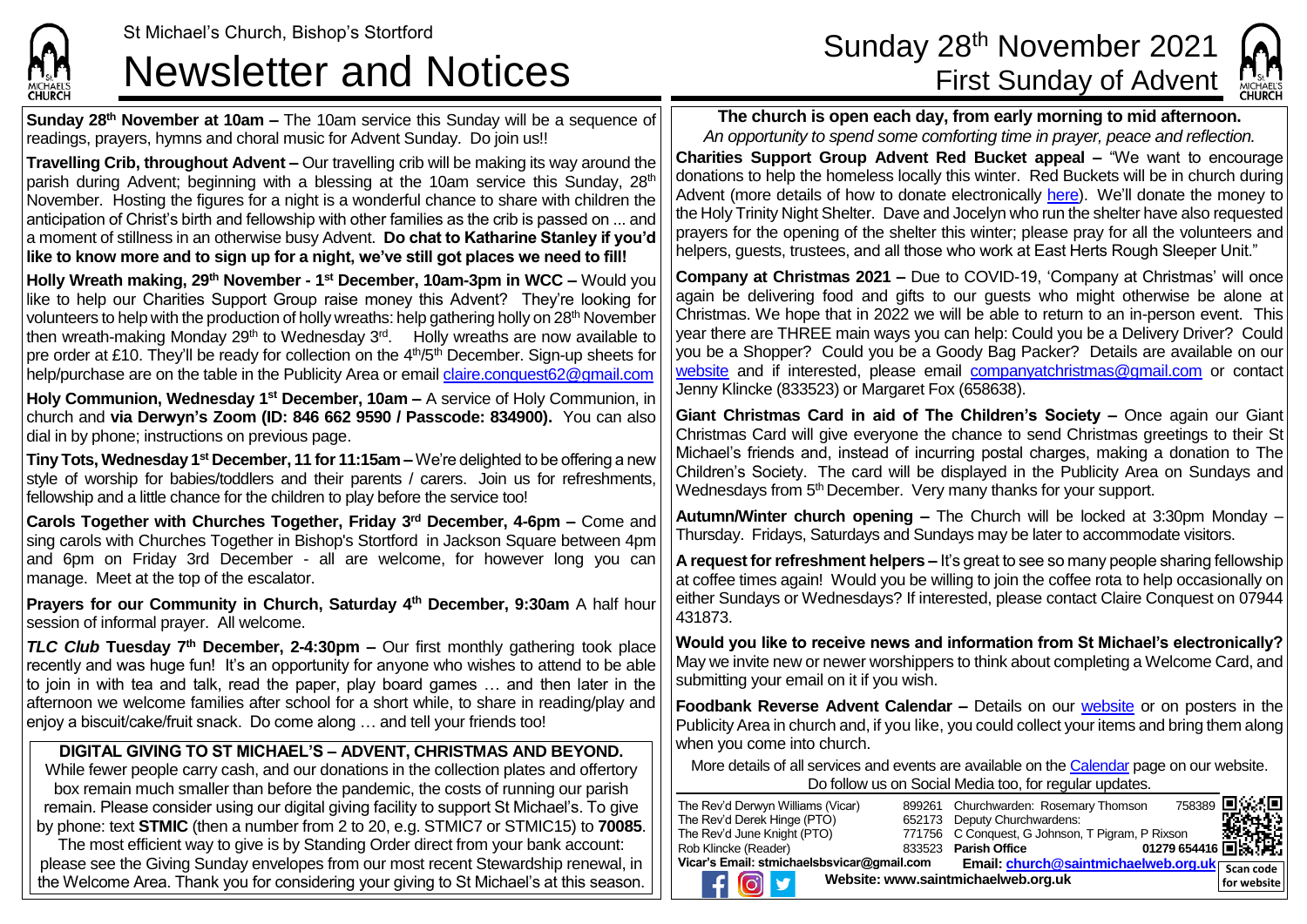St Michael's Church, Bishop's Stortford

# Newsletter and Notices

## Sunday 28th November 2021
## First Sunday of Advent

**Sunday 28th November at 10am –** The 10am service this Sunday will be a sequence of readings, prayers, hymns and choral music for Advent Sunday. Do join us!!

**Travelling Crib, throughout Advent –** Our travelling crib will be making its way around the parish during Advent; beginning with a blessing at the 10am service this Sunday, 28th November. Hosting the figures for a night is a wonderful chance to share with children the anticipation of Christ's birth and fellowship with other families as the crib is passed on ... and a moment of stillness in an otherwise busy Advent. **Do chat to Katharine Stanley if you'd like to know more and to sign up for a night, we've still got places we need to fill!**

**Holly Wreath making, 29th November - 1st December, 10am-3pm in WCC –** Would you like to help our Charities Support Group raise money this Advent? They're looking for volunteers to help with the production of holly wreaths: help gathering holly on 28th November then wreath-making Monday 29th to Wednesday 3rd. Holly wreaths are now available to pre order at £10. They'll be ready for collection on the 4th/5th December. Sign-up sheets for help/purchase are on the table in the Publicity Area or email claire.conquest62@gmail.com

**Holy Communion, Wednesday 1st December, 10am –** A service of Holy Communion, in church and **via Derwyn's Zoom (ID: 846 662 9590 / Passcode: 834900).** You can also dial in by phone; instructions on previous page.

**Tiny Tots, Wednesday 1st December, 11 for 11:15am –** We're delighted to be offering a new style of worship for babies/toddlers and their parents / carers. Join us for refreshments, fellowship and a little chance for the children to play before the service too!

**Carols Together with Churches Together, Friday 3rd December, 4-6pm –** Come and sing carols with Churches Together in Bishop's Stortford in Jackson Square between 4pm and 6pm on Friday 3rd December - all are welcome, for however long you can manage. Meet at the top of the escalator.

**Prayers for our Community in Church, Saturday 4th December, 9:30am** A half hour session of informal prayer. All welcome.

***TLC Club* Tuesday 7th December, 2-4:30pm –** Our first monthly gathering took place recently and was huge fun! It's an opportunity for anyone who wishes to attend to be able to join in with tea and talk, read the paper, play board games … and then later in the afternoon we welcome families after school for a short while, to share in reading/play and enjoy a biscuit/cake/fruit snack. Do come along … and tell your friends too!

**DIGITAL GIVING TO ST MICHAEL'S – ADVENT, CHRISTMAS AND BEYOND.**

While fewer people carry cash, and our donations in the collection plates and offertory box remain much smaller than before the pandemic, the costs of running our parish remain. Please consider using our digital giving facility to support St Michael's. To give by phone: text **STMIC** (then a number from 2 to 20, e.g. STMIC7 or STMIC15) to **70085**. The most efficient way to give is by Standing Order direct from your bank account: please see the Giving Sunday envelopes from our most recent Stewardship renewal, in the Welcome Area. Thank you for considering your giving to St Michael's at this season.

**The church is open each day, from early morning to mid afternoon.**

*An opportunity to spend some comforting time in prayer, peace and reflection.*

**Charities Support Group Advent Red Bucket appeal –** "We want to encourage donations to help the homeless locally this winter. Red Buckets will be in church during Advent (more details of how to donate electronically here). We'll donate the money to the Holy Trinity Night Shelter. Dave and Jocelyn who run the shelter have also requested prayers for the opening of the shelter this winter; please pray for all the volunteers and helpers, guests, trustees, and all those who work at East Herts Rough Sleeper Unit."

**Company at Christmas 2021 –** Due to COVID-19, 'Company at Christmas' will once again be delivering food and gifts to our guests who might otherwise be alone at Christmas. We hope that in 2022 we will be able to return to an in-person event. This year there are THREE main ways you can help: Could you be a Delivery Driver? Could you be a Shopper? Could you be a Goody Bag Packer? Details are available on our website and if interested, please email companyatchristmas@gmail.com or contact Jenny Klincke (833523) or Margaret Fox (658638).

**Giant Christmas Card in aid of The Children's Society –** Once again our Giant Christmas Card will give everyone the chance to send Christmas greetings to their St Michael's friends and, instead of incurring postal charges, making a donation to The Children's Society. The card will be displayed in the Publicity Area on Sundays and Wednesdays from 5th December. Very many thanks for your support.

**Autumn/Winter church opening –** The Church will be locked at 3:30pm Monday – Thursday. Fridays, Saturdays and Sundays may be later to accommodate visitors.

**A request for refreshment helpers –** It's great to see so many people sharing fellowship at coffee times again! Would you be willing to join the coffee rota to help occasionally on either Sundays or Wednesdays? If interested, please contact Claire Conquest on 07944 431873.

**Would you like to receive news and information from St Michael's electronically?** May we invite new or newer worshippers to think about completing a Welcome Card, and submitting your email on it if you wish.

**Foodbank Reverse Advent Calendar –** Details on our website or on posters in the Publicity Area in church and, if you like, you could collect your items and bring them along when you come into church.

More details of all services and events are available on the Calendar page on our website.
Do follow us on Social Media too, for regular updates.

| | | | |
|---|---|---|---|
| The Rev'd Derwyn Williams (Vicar) | 899261 | Churchwarden: Rosemary Thomson | 758389 |
| The Rev'd Derek Hinge (PTO) | 652173 | Deputy Churchwardens: | |
| The Rev'd June Knight (PTO) | 771756 | C Conquest, G Johnson, T Pigram, P Rixson | |
| Rob Klincke (Reader) | 833523 | **Parish Office** | **01279 654416** |

**Vicar's Email: stmichaelsbsvicar@gmail.com** **Email: church@saintmichaelweb.org.uk**

**Website: www.saintmichaelweb.org.uk**

Scan code for website